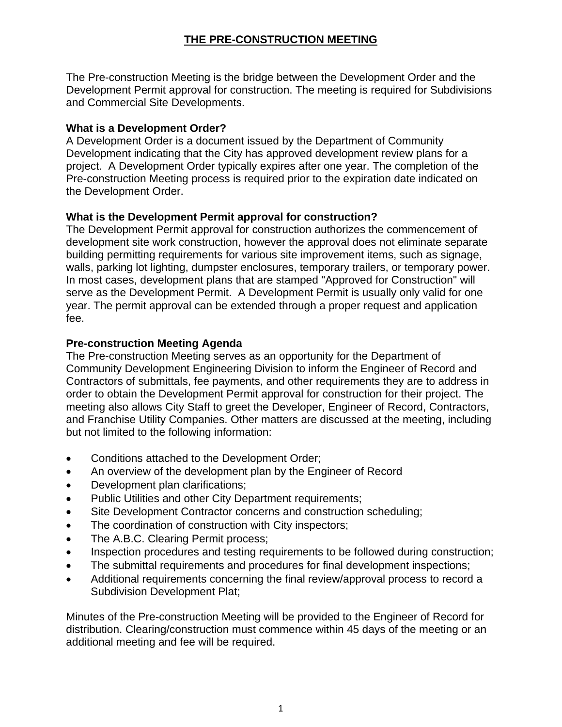# THE PRE-CONSTRUCTION MEETING

The Pre-construction Meeting is the bridge between the Development Order and the Development Permit approval for construction. The meeting is required for Subdivisions and Commercial Site Developments.

**What is a Development Order?**
A Development Order is a document issued by the Department of Community Development indicating that the City has approved development review plans for a project. A Development Order typically expires after one year. The completion of the Pre-construction Meeting process is required prior to the expiration date indicated on the Development Order.

**What is the Development Permit approval for construction?**
The Development Permit approval for construction authorizes the commencement of development site work construction, however the approval does not eliminate separate building permitting requirements for various site improvement items, such as signage, walls, parking lot lighting, dumpster enclosures, temporary trailers, or temporary power. In most cases, development plans that are stamped "Approved for Construction" will serve as the Development Permit. A Development Permit is usually only valid for one year. The permit approval can be extended through a proper request and application fee.

**Pre-construction Meeting Agenda**
The Pre-construction Meeting serves as an opportunity for the Department of Community Development Engineering Division to inform the Engineer of Record and Contractors of submittals, fee payments, and other requirements they are to address in order to obtain the Development Permit approval for construction for their project. The meeting also allows City Staff to greet the Developer, Engineer of Record, Contractors, and Franchise Utility Companies. Other matters are discussed at the meeting, including but not limited to the following information:

- Conditions attached to the Development Order;
- An overview of the development plan by the Engineer of Record
- Development plan clarifications;
- Public Utilities and other City Department requirements;
- Site Development Contractor concerns and construction scheduling;
- The coordination of construction with City inspectors;
- The A.B.C. Clearing Permit process;
- Inspection procedures and testing requirements to be followed during construction;
- The submittal requirements and procedures for final development inspections;
- Additional requirements concerning the final review/approval process to record a Subdivision Development Plat;

Minutes of the Pre-construction Meeting will be provided to the Engineer of Record for distribution. Clearing/construction must commence within 45 days of the meeting or an additional meeting and fee will be required.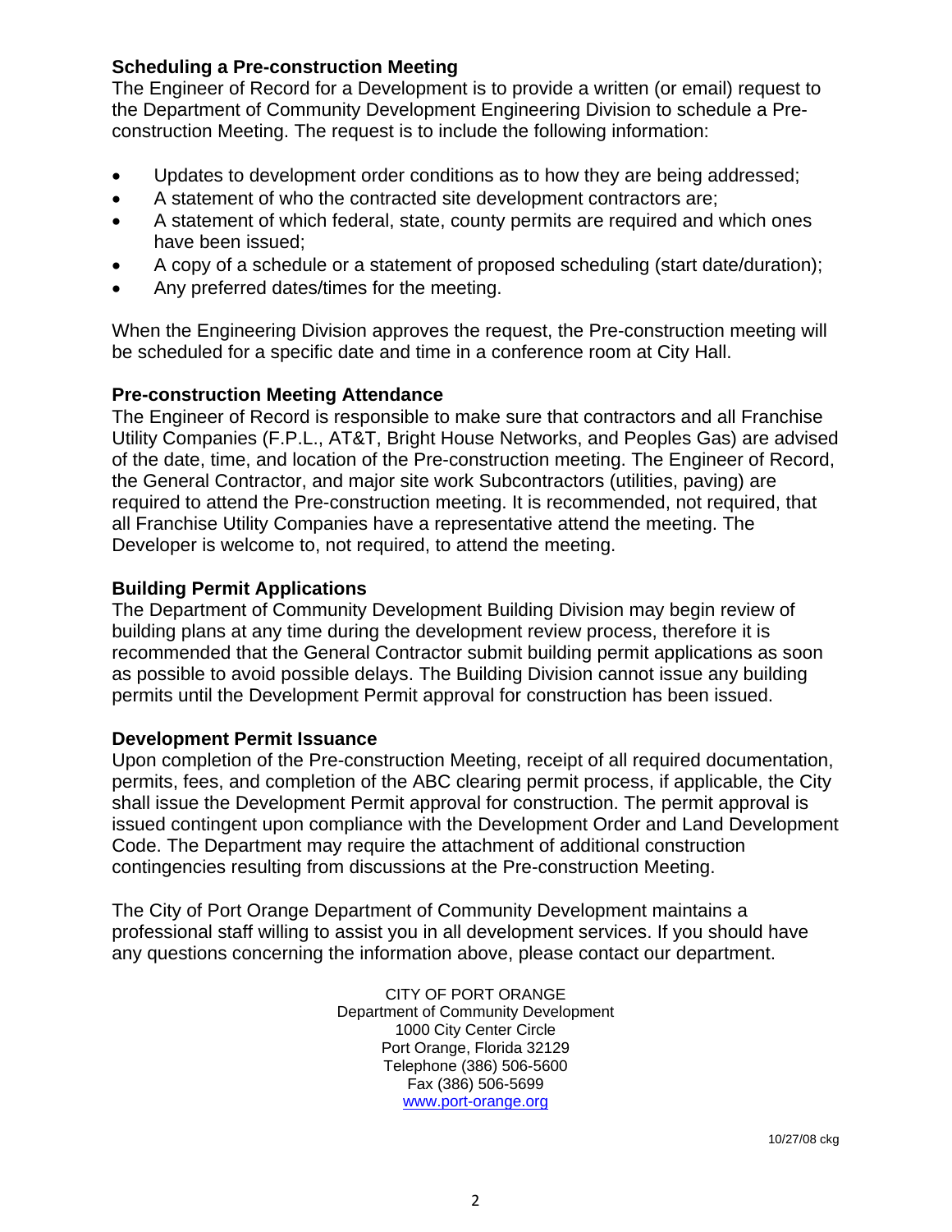### Scheduling a Pre-construction Meeting

The Engineer of Record for a Development is to provide a written (or email) request to the Department of Community Development Engineering Division to schedule a Pre-construction Meeting. The request is to include the following information:

- Updates to development order conditions as to how they are being addressed;
- A statement of who the contracted site development contractors are;
- A statement of which federal, state, county permits are required and which ones have been issued;
- A copy of a schedule or a statement of proposed scheduling (start date/duration);
- Any preferred dates/times for the meeting.

When the Engineering Division approves the request, the Pre-construction meeting will be scheduled for a specific date and time in a conference room at City Hall.

### Pre-construction Meeting Attendance

The Engineer of Record is responsible to make sure that contractors and all Franchise Utility Companies (F.P.L., AT&T, Bright House Networks, and Peoples Gas) are advised of the date, time, and location of the Pre-construction meeting. The Engineer of Record, the General Contractor, and major site work Subcontractors (utilities, paving) are required to attend the Pre-construction meeting. It is recommended, not required, that all Franchise Utility Companies have a representative attend the meeting. The Developer is welcome to, not required, to attend the meeting.

### Building Permit Applications

The Department of Community Development Building Division may begin review of building plans at any time during the development review process, therefore it is recommended that the General Contractor submit building permit applications as soon as possible to avoid possible delays. The Building Division cannot issue any building permits until the Development Permit approval for construction has been issued.

### Development Permit Issuance

Upon completion of the Pre-construction Meeting, receipt of all required documentation, permits, fees, and completion of the ABC clearing permit process, if applicable, the City shall issue the Development Permit approval for construction. The permit approval is issued contingent upon compliance with the Development Order and Land Development Code. The Department may require the attachment of additional construction contingencies resulting from discussions at the Pre-construction Meeting.

The City of Port Orange Department of Community Development maintains a professional staff willing to assist you in all development services. If you should have any questions concerning the information above, please contact our department.

CITY OF PORT ORANGE
Department of Community Development
1000 City Center Circle
Port Orange, Florida 32129
Telephone (386) 506-5600
Fax (386) 506-5699
www.port-orange.org

10/27/08 ckg